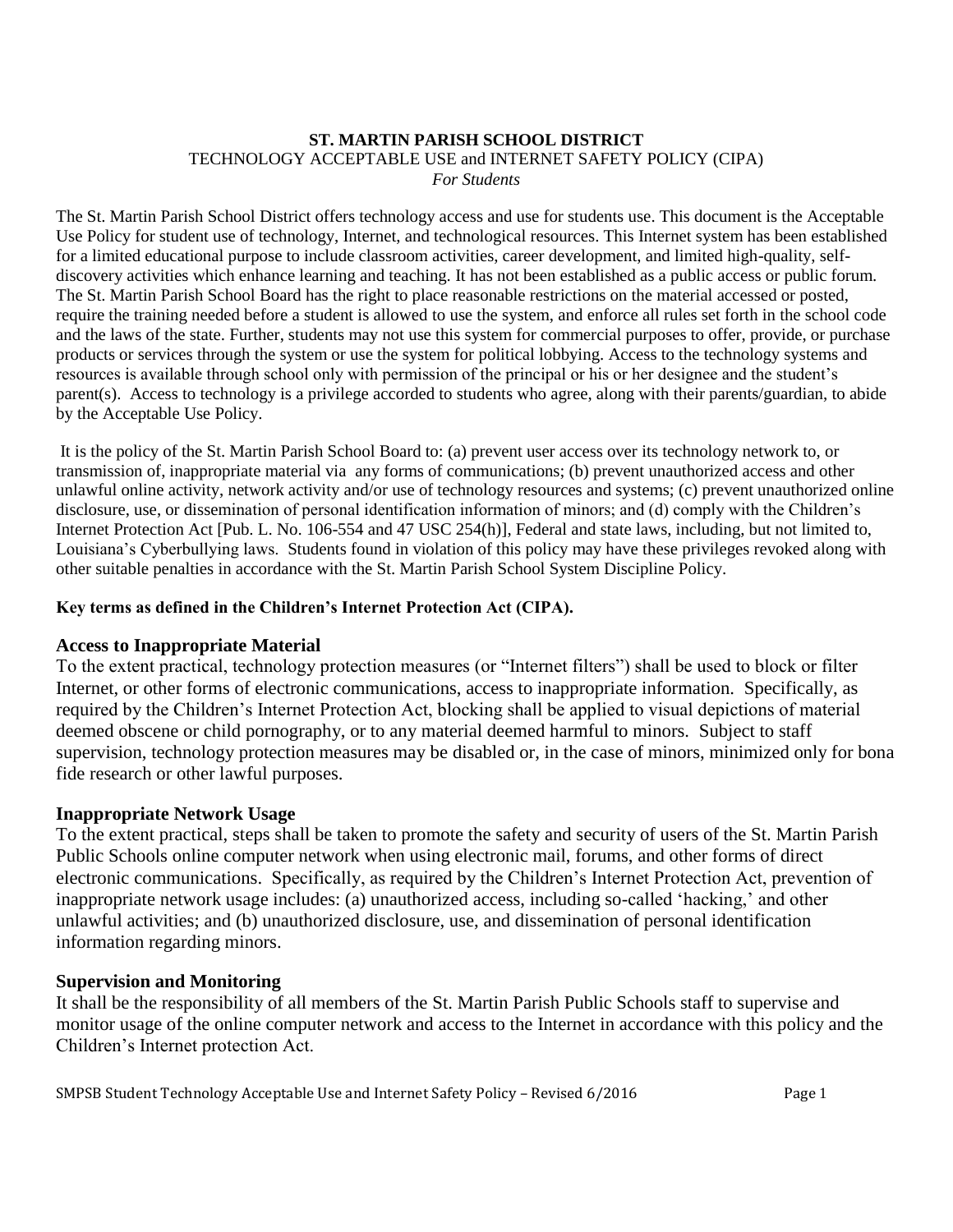**ST. MARTIN PARISH SCHOOL DISTRICT**
TECHNOLOGY ACCEPTABLE USE and INTERNET SAFETY POLICY (CIPA)
*For Students*

The St. Martin Parish School District offers technology access and use for students use. This document is the Acceptable Use Policy for student use of technology, Internet, and technological resources. This Internet system has been established for a limited educational purpose to include classroom activities, career development, and limited high-quality, self-discovery activities which enhance learning and teaching. It has not been established as a public access or public forum. The St. Martin Parish School Board has the right to place reasonable restrictions on the material accessed or posted, require the training needed before a student is allowed to use the system, and enforce all rules set forth in the school code and the laws of the state. Further, students may not use this system for commercial purposes to offer, provide, or purchase products or services through the system or use the system for political lobbying. Access to the technology systems and resources is available through school only with permission of the principal or his or her designee and the student's parent(s). Access to technology is a privilege accorded to students who agree, along with their parents/guardian, to abide by the Acceptable Use Policy.

It is the policy of the St. Martin Parish School Board to: (a) prevent user access over its technology network to, or transmission of, inappropriate material via any forms of communications; (b) prevent unauthorized access and other unlawful online activity, network activity and/or use of technology resources and systems; (c) prevent unauthorized online disclosure, use, or dissemination of personal identification information of minors; and (d) comply with the Children's Internet Protection Act [Pub. L. No. 106-554 and 47 USC 254(h)], Federal and state laws, including, but not limited to, Louisiana's Cyberbullying laws. Students found in violation of this policy may have these privileges revoked along with other suitable penalties in accordance with the St. Martin Parish School System Discipline Policy.

**Key terms as defined in the Children's Internet Protection Act (CIPA).**

### Access to Inappropriate Material

To the extent practical, technology protection measures (or "Internet filters") shall be used to block or filter Internet, or other forms of electronic communications, access to inappropriate information. Specifically, as required by the Children's Internet Protection Act, blocking shall be applied to visual depictions of material deemed obscene or child pornography, or to any material deemed harmful to minors. Subject to staff supervision, technology protection measures may be disabled or, in the case of minors, minimized only for bona fide research or other lawful purposes.

### Inappropriate Network Usage

To the extent practical, steps shall be taken to promote the safety and security of users of the St. Martin Parish Public Schools online computer network when using electronic mail, forums, and other forms of direct electronic communications. Specifically, as required by the Children's Internet Protection Act, prevention of inappropriate network usage includes: (a) unauthorized access, including so-called 'hacking,' and other unlawful activities; and (b) unauthorized disclosure, use, and dissemination of personal identification information regarding minors.

### Supervision and Monitoring

It shall be the responsibility of all members of the St. Martin Parish Public Schools staff to supervise and monitor usage of the online computer network and access to the Internet in accordance with this policy and the Children's Internet protection Act.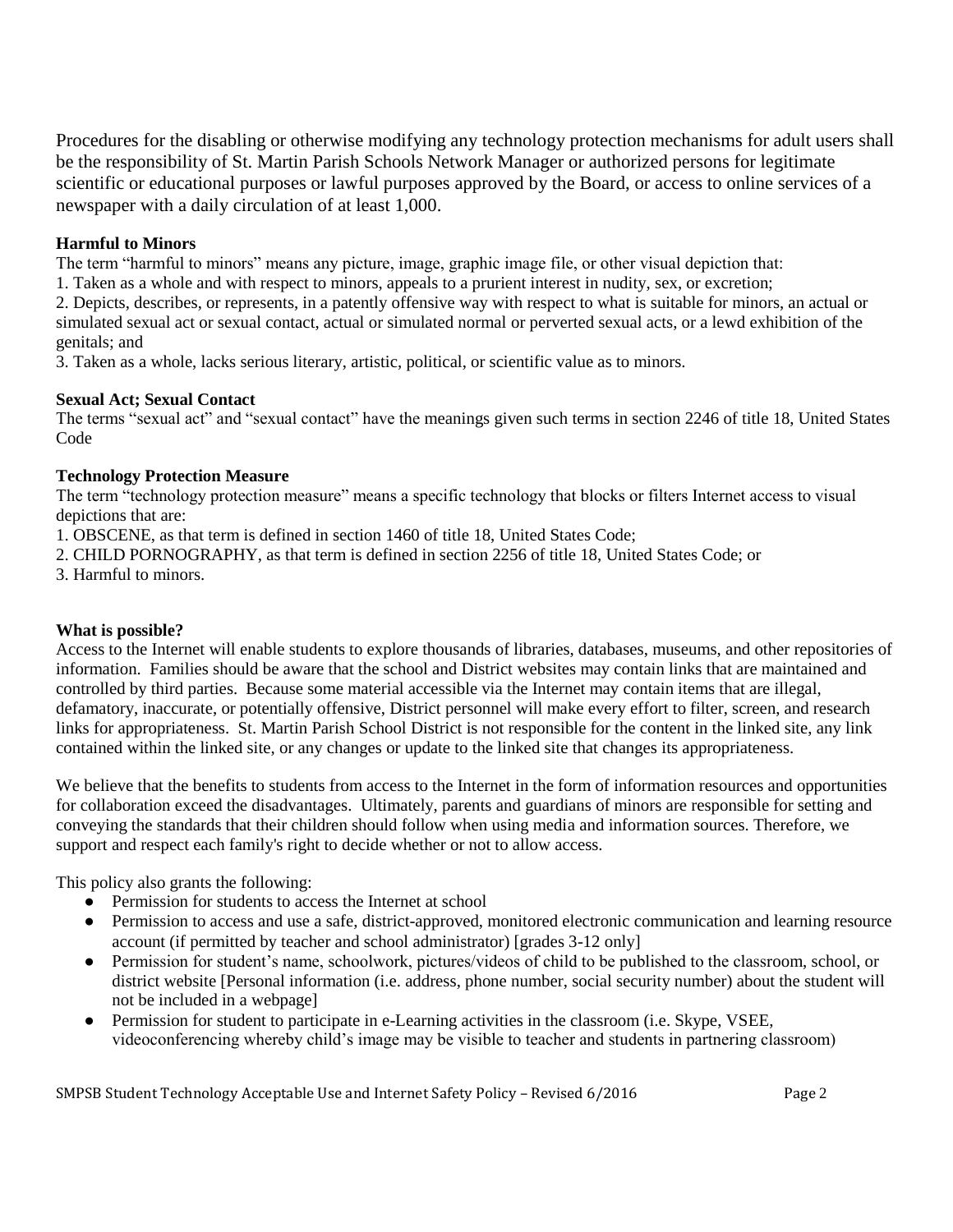Procedures for the disabling or otherwise modifying any technology protection mechanisms for adult users shall be the responsibility of St. Martin Parish Schools Network Manager or authorized persons for legitimate scientific or educational purposes or lawful purposes approved by the Board, or access to online services of a newspaper with a daily circulation of at least 1,000.

**Harmful to Minors**

The term "harmful to minors" means any picture, image, graphic image file, or other visual depiction that:

1. Taken as a whole and with respect to minors, appeals to a prurient interest in nudity, sex, or excretion;
2. Depicts, describes, or represents, in a patently offensive way with respect to what is suitable for minors, an actual or simulated sexual act or sexual contact, actual or simulated normal or perverted sexual acts, or a lewd exhibition of the genitals; and
3. Taken as a whole, lacks serious literary, artistic, political, or scientific value as to minors.

**Sexual Act; Sexual Contact**

The terms "sexual act" and "sexual contact" have the meanings given such terms in section 2246 of title 18, United States Code

**Technology Protection Measure**

The term "technology protection measure" means a specific technology that blocks or filters Internet access to visual depictions that are:

1. OBSCENE, as that term is defined in section 1460 of title 18, United States Code;
2. CHILD PORNOGRAPHY, as that term is defined in section 2256 of title 18, United States Code; or
3. Harmful to minors.

**What is possible?**

Access to the Internet will enable students to explore thousands of libraries, databases, museums, and other repositories of information. Families should be aware that the school and District websites may contain links that are maintained and controlled by third parties. Because some material accessible via the Internet may contain items that are illegal, defamatory, inaccurate, or potentially offensive, District personnel will make every effort to filter, screen, and research links for appropriateness. St. Martin Parish School District is not responsible for the content in the linked site, any link contained within the linked site, or any changes or update to the linked site that changes its appropriateness.

We believe that the benefits to students from access to the Internet in the form of information resources and opportunities for collaboration exceed the disadvantages. Ultimately, parents and guardians of minors are responsible for setting and conveying the standards that their children should follow when using media and information sources. Therefore, we support and respect each family's right to decide whether or not to allow access.

This policy also grants the following:

- Permission for students to access the Internet at school
- Permission to access and use a safe, district-approved, monitored electronic communication and learning resource account (if permitted by teacher and school administrator) [grades 3-12 only]
- Permission for student's name, schoolwork, pictures/videos of child to be published to the classroom, school, or district website [Personal information (i.e. address, phone number, social security number) about the student will not be included in a webpage]
- Permission for student to participate in e-Learning activities in the classroom (i.e. Skype, VSEE, videoconferencing whereby child's image may be visible to teacher and students in partnering classroom)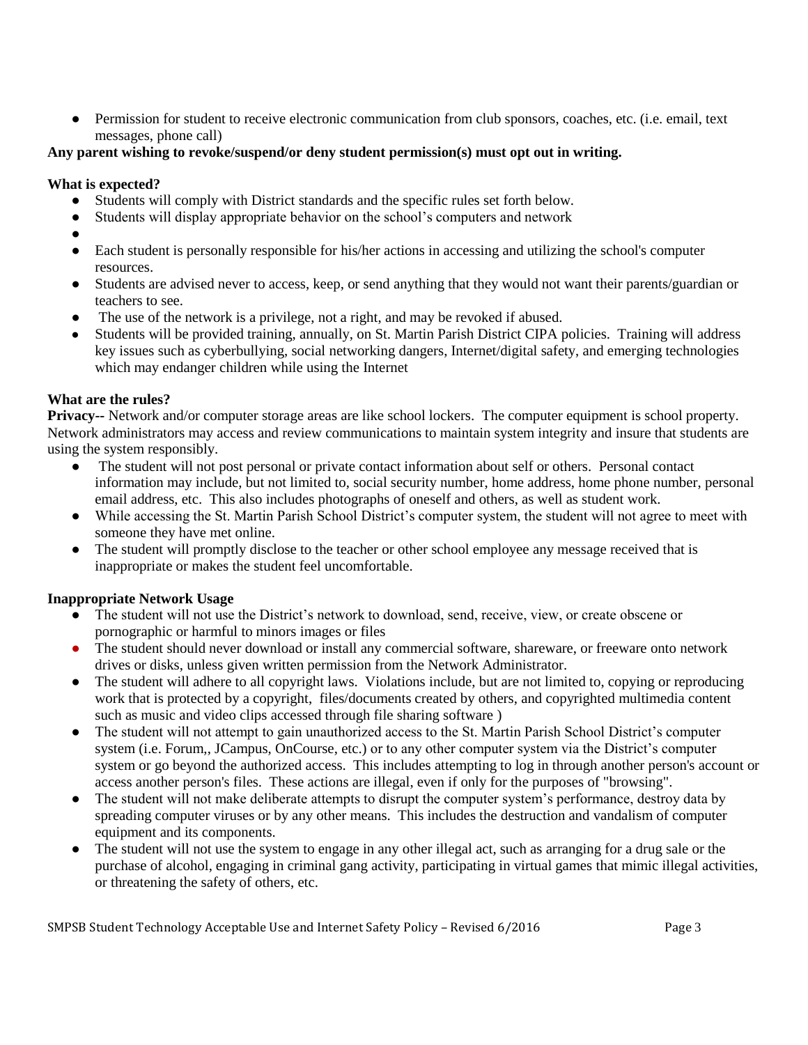- Permission for student to receive electronic communication from club sponsors, coaches, etc. (i.e. email, text messages, phone call)

**Any parent wishing to revoke/suspend/or deny student permission(s) must opt out in writing.**

**What is expected?**

- Students will comply with District standards and the specific rules set forth below.
- Students will display appropriate behavior on the school's computers and network
- 
- Each student is personally responsible for his/her actions in accessing and utilizing the school's computer resources.
- Students are advised never to access, keep, or send anything that they would not want their parents/guardian or teachers to see.
- The use of the network is a privilege, not a right, and may be revoked if abused.
- Students will be provided training, annually, on St. Martin Parish District CIPA policies. Training will address key issues such as cyberbullying, social networking dangers, Internet/digital safety, and emerging technologies which may endanger children while using the Internet

**What are the rules?**

**Privacy--** Network and/or computer storage areas are like school lockers. The computer equipment is school property. Network administrators may access and review communications to maintain system integrity and insure that students are using the system responsibly.

- The student will not post personal or private contact information about self or others. Personal contact information may include, but not limited to, social security number, home address, home phone number, personal email address, etc. This also includes photographs of oneself and others, as well as student work.
- While accessing the St. Martin Parish School District's computer system, the student will not agree to meet with someone they have met online.
- The student will promptly disclose to the teacher or other school employee any message received that is inappropriate or makes the student feel uncomfortable.

**Inappropriate Network Usage**

- The student will not use the District's network to download, send, receive, view, or create obscene or pornographic or harmful to minors images or files
- The student should never download or install any commercial software, shareware, or freeware onto network drives or disks, unless given written permission from the Network Administrator.
- The student will adhere to all copyright laws. Violations include, but are not limited to, copying or reproducing work that is protected by a copyright, files/documents created by others, and copyrighted multimedia content such as music and video clips accessed through file sharing software )
- The student will not attempt to gain unauthorized access to the St. Martin Parish School District's computer system (i.e. Forum,, JCampus, OnCourse, etc.) or to any other computer system via the District's computer system or go beyond the authorized access. This includes attempting to log in through another person's account or access another person's files. These actions are illegal, even if only for the purposes of "browsing".
- The student will not make deliberate attempts to disrupt the computer system's performance, destroy data by spreading computer viruses or by any other means. This includes the destruction and vandalism of computer equipment and its components.
- The student will not use the system to engage in any other illegal act, such as arranging for a drug sale or the purchase of alcohol, engaging in criminal gang activity, participating in virtual games that mimic illegal activities, or threatening the safety of others, etc.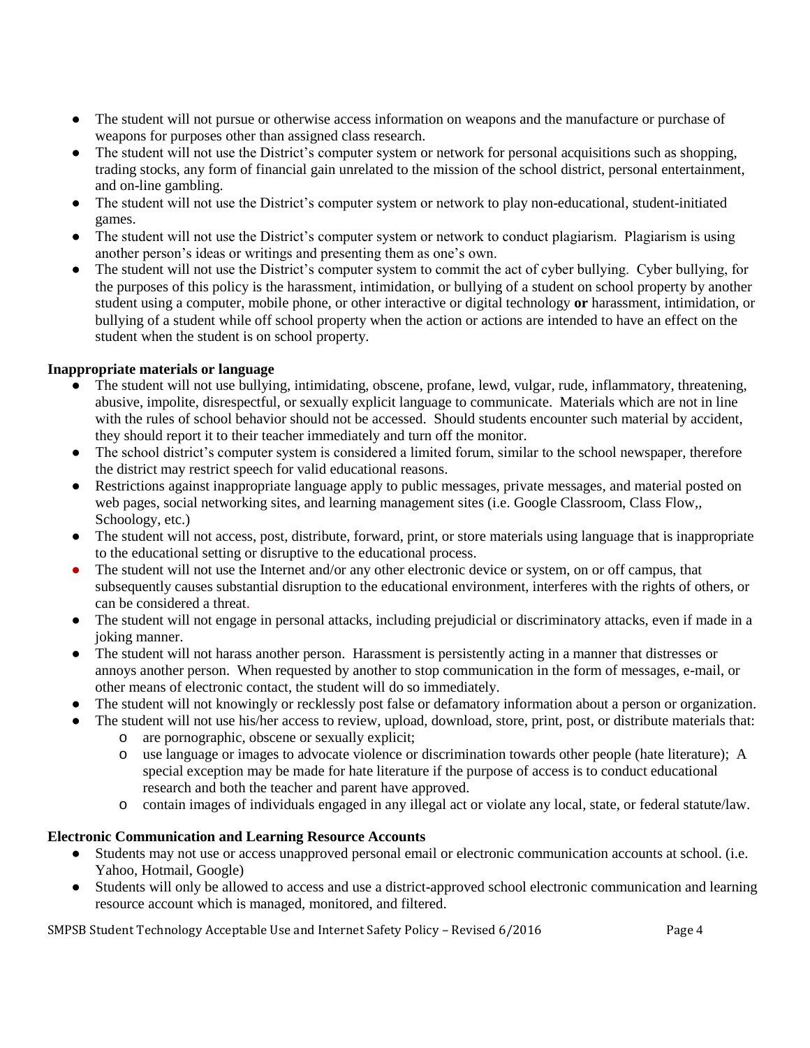- The student will not pursue or otherwise access information on weapons and the manufacture or purchase of weapons for purposes other than assigned class research.
- The student will not use the District's computer system or network for personal acquisitions such as shopping, trading stocks, any form of financial gain unrelated to the mission of the school district, personal entertainment, and on-line gambling.
- The student will not use the District's computer system or network to play non-educational, student-initiated games.
- The student will not use the District's computer system or network to conduct plagiarism. Plagiarism is using another person's ideas or writings and presenting them as one's own.
- The student will not use the District's computer system to commit the act of cyber bullying. Cyber bullying, for the purposes of this policy is the harassment, intimidation, or bullying of a student on school property by another student using a computer, mobile phone, or other interactive or digital technology **or** harassment, intimidation, or bullying of a student while off school property when the action or actions are intended to have an effect on the student when the student is on school property.

**Inappropriate materials or language**

- The student will not use bullying, intimidating, obscene, profane, lewd, vulgar, rude, inflammatory, threatening, abusive, impolite, disrespectful, or sexually explicit language to communicate. Materials which are not in line with the rules of school behavior should not be accessed. Should students encounter such material by accident, they should report it to their teacher immediately and turn off the monitor.
- The school district's computer system is considered a limited forum, similar to the school newspaper, therefore the district may restrict speech for valid educational reasons.
- Restrictions against inappropriate language apply to public messages, private messages, and material posted on web pages, social networking sites, and learning management sites (i.e. Google Classroom, Class Flow,, Schoology, etc.)
- The student will not access, post, distribute, forward, print, or store materials using language that is inappropriate to the educational setting or disruptive to the educational process.
- The student will not use the Internet and/or any other electronic device or system, on or off campus, that subsequently causes substantial disruption to the educational environment, interferes with the rights of others, or can be considered a threat.
- The student will not engage in personal attacks, including prejudicial or discriminatory attacks, even if made in a joking manner.
- The student will not harass another person. Harassment is persistently acting in a manner that distresses or annoys another person. When requested by another to stop communication in the form of messages, e-mail, or other means of electronic contact, the student will do so immediately.
- The student will not knowingly or recklessly post false or defamatory information about a person or organization.
- The student will not use his/her access to review, upload, download, store, print, post, or distribute materials that:
  - are pornographic, obscene or sexually explicit;
  - use language or images to advocate violence or discrimination towards other people (hate literature); A special exception may be made for hate literature if the purpose of access is to conduct educational research and both the teacher and parent have approved.
  - contain images of individuals engaged in any illegal act or violate any local, state, or federal statute/law.

**Electronic Communication and Learning Resource Accounts**

- Students may not use or access unapproved personal email or electronic communication accounts at school. (i.e. Yahoo, Hotmail, Google)
- Students will only be allowed to access and use a district-approved school electronic communication and learning resource account which is managed, monitored, and filtered.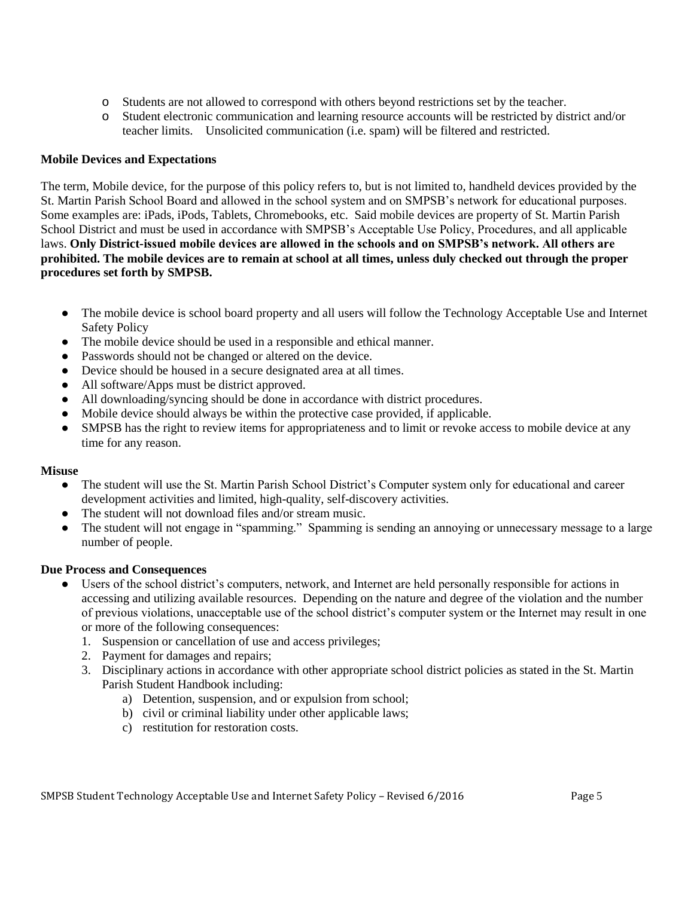- Students are not allowed to correspond with others beyond restrictions set by the teacher.
- Student electronic communication and learning resource accounts will be restricted by district and/or teacher limits. Unsolicited communication (i.e. spam) will be filtered and restricted.

**Mobile Devices and Expectations**

The term, Mobile device, for the purpose of this policy refers to, but is not limited to, handheld devices provided by the St. Martin Parish School Board and allowed in the school system and on SMPSB's network for educational purposes. Some examples are: iPads, iPods, Tablets, Chromebooks, etc. Said mobile devices are property of St. Martin Parish School District and must be used in accordance with SMPSB's Acceptable Use Policy, Procedures, and all applicable laws. **Only District-issued mobile devices are allowed in the schools and on SMPSB's network. All others are prohibited. The mobile devices are to remain at school at all times, unless duly checked out through the proper procedures set forth by SMPSB.**

- The mobile device is school board property and all users will follow the Technology Acceptable Use and Internet Safety Policy
- The mobile device should be used in a responsible and ethical manner.
- Passwords should not be changed or altered on the device.
- Device should be housed in a secure designated area at all times.
- All software/Apps must be district approved.
- All downloading/syncing should be done in accordance with district procedures.
- Mobile device should always be within the protective case provided, if applicable.
- SMPSB has the right to review items for appropriateness and to limit or revoke access to mobile device at any time for any reason.

**Misuse**

- The student will use the St. Martin Parish School District's Computer system only for educational and career development activities and limited, high-quality, self-discovery activities.
- The student will not download files and/or stream music.
- The student will not engage in "spamming." Spamming is sending an annoying or unnecessary message to a large number of people.

**Due Process and Consequences**

- Users of the school district's computers, network, and Internet are held personally responsible for actions in accessing and utilizing available resources. Depending on the nature and degree of the violation and the number of previous violations, unacceptable use of the school district's computer system or the Internet may result in one or more of the following consequences:
  1. Suspension or cancellation of use and access privileges;
  2. Payment for damages and repairs;
  3. Disciplinary actions in accordance with other appropriate school district policies as stated in the St. Martin Parish Student Handbook including:
     a) Detention, suspension, and or expulsion from school;
     b) civil or criminal liability under other applicable laws;
     c) restitution for restoration costs.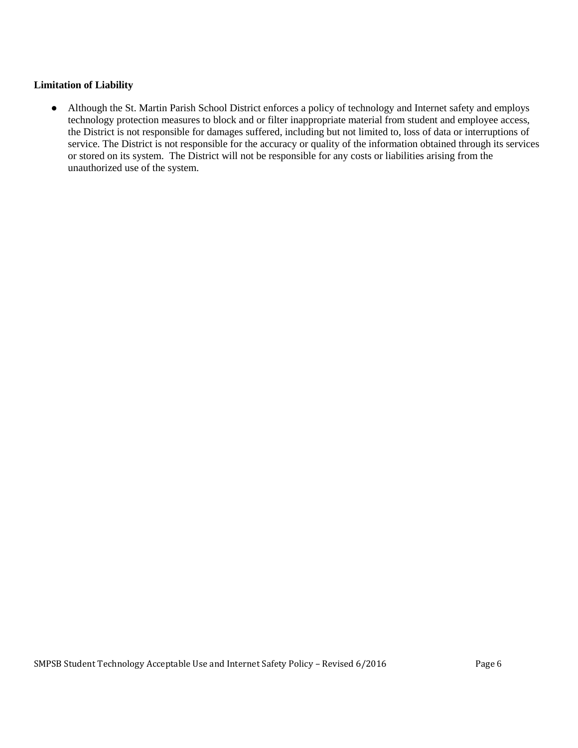**Limitation of Liability**

- Although the St. Martin Parish School District enforces a policy of technology and Internet safety and employs technology protection measures to block and or filter inappropriate material from student and employee access, the District is not responsible for damages suffered, including but not limited to, loss of data or interruptions of service. The District is not responsible for the accuracy or quality of the information obtained through its services or stored on its system. The District will not be responsible for any costs or liabilities arising from the unauthorized use of the system.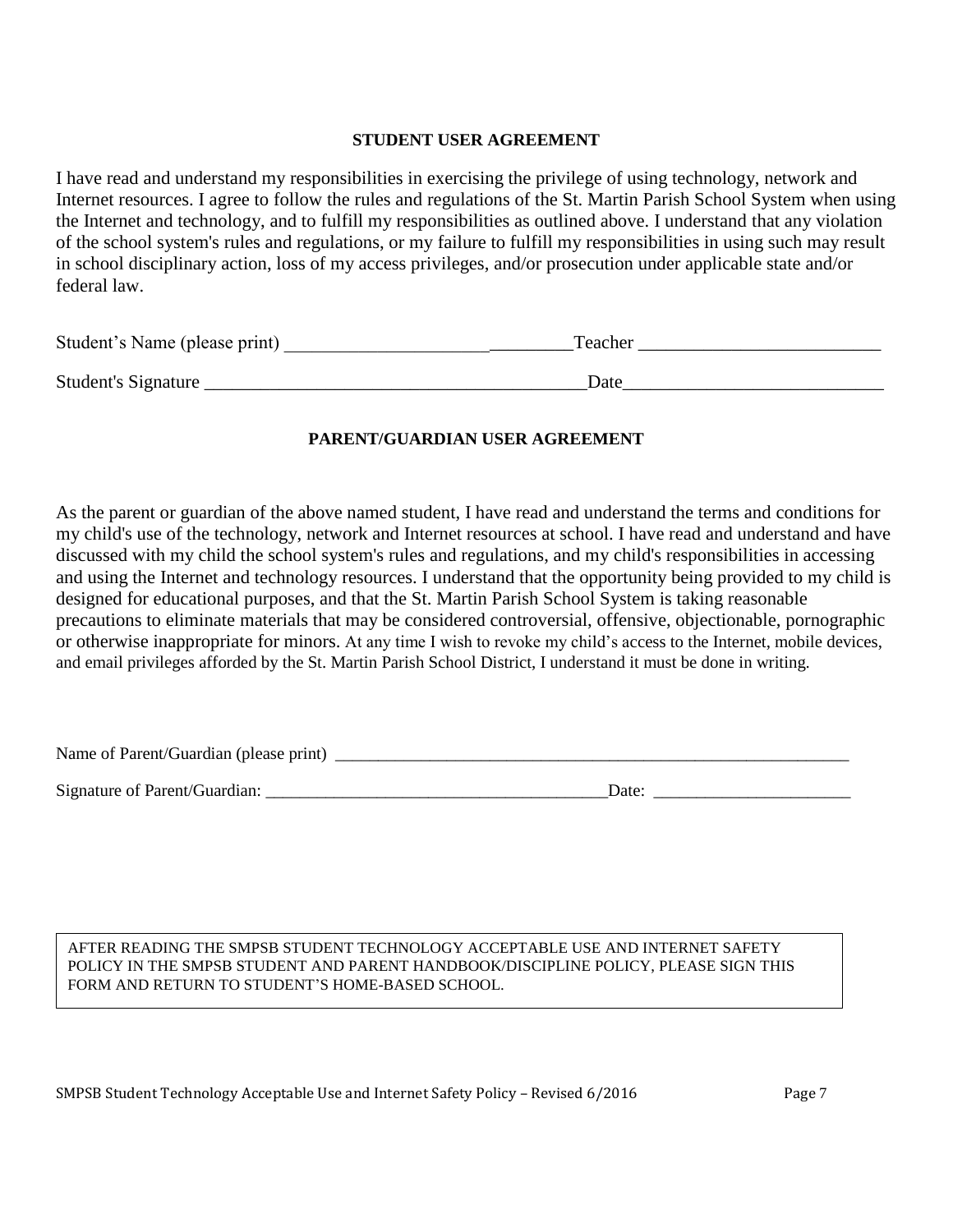**STUDENT USER AGREEMENT**

I have read and understand my responsibilities in exercising the privilege of using technology, network and Internet resources. I agree to follow the rules and regulations of the St. Martin Parish School System when using the Internet and technology, and to fulfill my responsibilities as outlined above. I understand that any violation of the school system's rules and regulations, or my failure to fulfill my responsibilities in using such may result in school disciplinary action, loss of my access privileges, and/or prosecution under applicable state and/or federal law.

Student's Name (please print) _______________________________Teacher ___________________________

Student's Signature __________________________________________Date_____________________________

**PARENT/GUARDIAN USER AGREEMENT**

As the parent or guardian of the above named student, I have read and understand the terms and conditions for my child's use of the technology, network and Internet resources at school. I have read and understand and have discussed with my child the school system's rules and regulations, and my child's responsibilities in accessing and using the Internet and technology resources. I understand that the opportunity being provided to my child is designed for educational purposes, and that the St. Martin Parish School System is taking reasonable precautions to eliminate materials that may be considered controversial, offensive, objectionable, pornographic or otherwise inappropriate for minors. At any time I wish to revoke my child's access to the Internet, mobile devices, and email privileges afforded by the St. Martin Parish School District, I understand it must be done in writing.

Name of Parent/Guardian (please print) ________________________________________________________________

Signature of Parent/Guardian: __________________________________________Date: ________________________

AFTER READING THE SMPSB STUDENT TECHNOLOGY ACCEPTABLE USE AND INTERNET SAFETY POLICY IN THE SMPSB STUDENT AND PARENT HANDBOOK/DISCIPLINE POLICY, PLEASE SIGN THIS FORM AND RETURN TO STUDENT'S HOME-BASED SCHOOL.